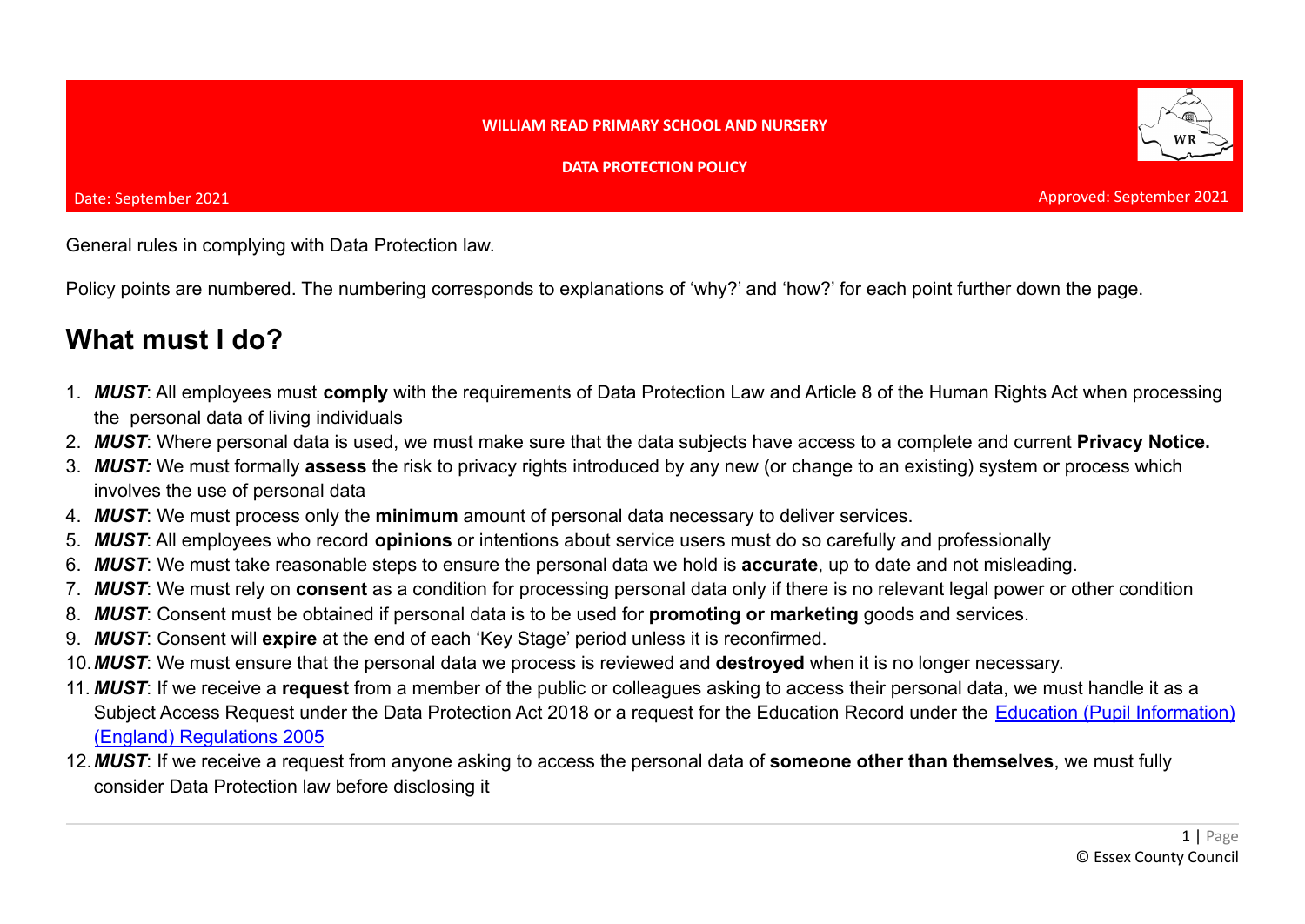**WILLIAM READ PRIMARY SCHOOL AND NURSERY**

**DATA PROTECTION POLICY**

Date: September 2021

Approved: September 2021

General rules in complying with Data Protection law.

Policy points are numbered. The numbering corresponds to explanations of 'why?' and 'how?' for each point further down the page.

## What must I do?

1. ***MUST***: All employees must **comply** with the requirements of Data Protection Law and Article 8 of the Human Rights Act when processing the personal data of living individuals
2. ***MUST***: Where personal data is used, we must make sure that the data subjects have access to a complete and current **Privacy Notice.**
3. ***MUST:*** We must formally **assess** the risk to privacy rights introduced by any new (or change to an existing) system or process which involves the use of personal data
4. ***MUST***: We must process only the **minimum** amount of personal data necessary to deliver services.
5. ***MUST***: All employees who record **opinions** or intentions about service users must do so carefully and professionally
6. ***MUST***: We must take reasonable steps to ensure the personal data we hold is **accurate**, up to date and not misleading.
7. ***MUST***: We must rely on **consent** as a condition for processing personal data only if there is no relevant legal power or other condition
8. ***MUST***: Consent must be obtained if personal data is to be used for **promoting or marketing** goods and services.
9. ***MUST***: Consent will **expire** at the end of each 'Key Stage' period unless it is reconfirmed.
10. ***MUST***: We must ensure that the personal data we process is reviewed and **destroyed** when it is no longer necessary.
11. ***MUST***: If we receive a **request** from a member of the public or colleagues asking to access their personal data, we must handle it as a Subject Access Request under the Data Protection Act 2018 or a request for the Education Record under the Education (Pupil Information) (England) Regulations 2005
12. ***MUST***: If we receive a request from anyone asking to access the personal data of **someone other than themselves**, we must fully consider Data Protection law before disclosing it

© Essex County Council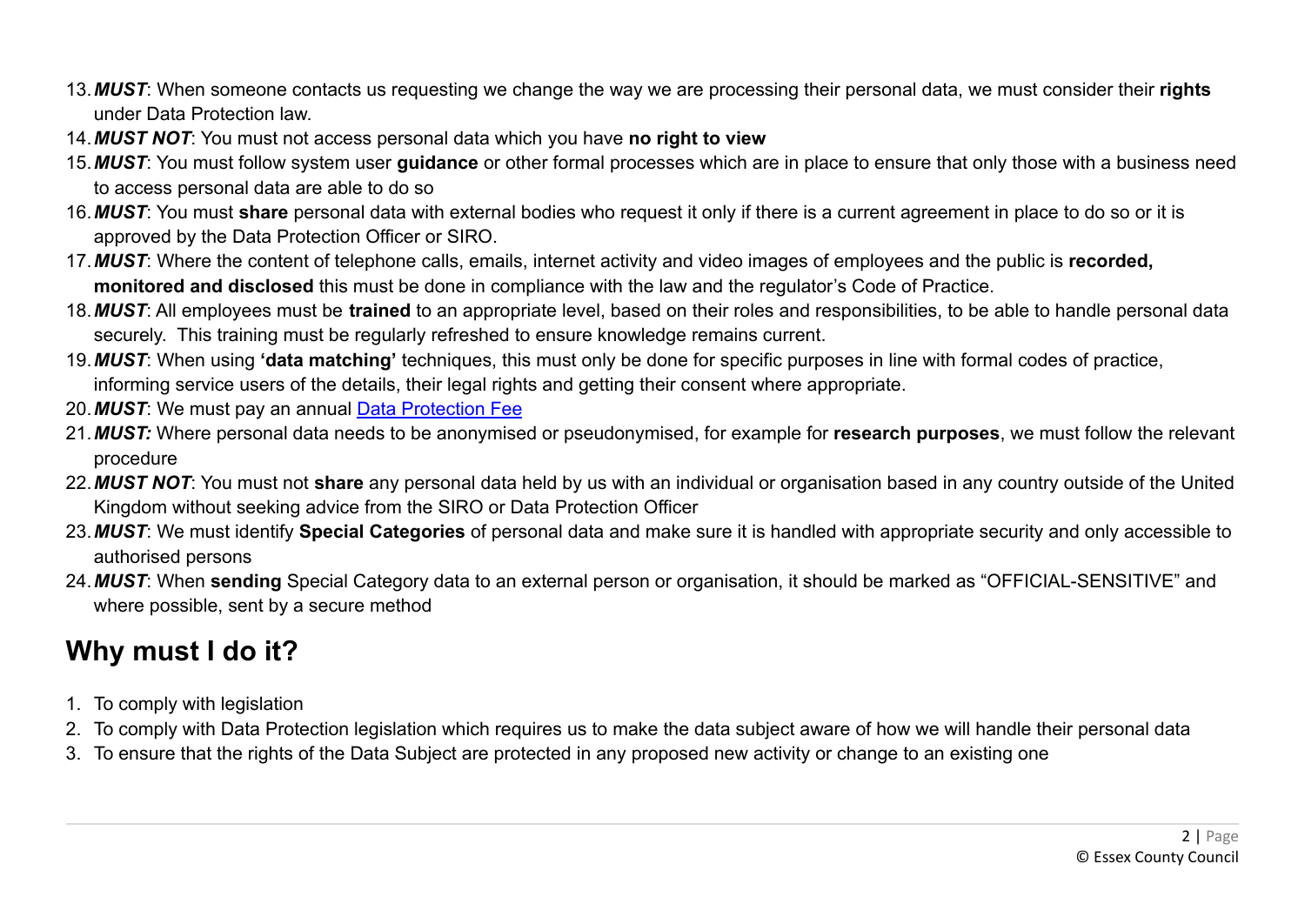13. ***MUST***: When someone contacts us requesting we change the way we are processing their personal data, we must consider their **rights** under Data Protection law.
14. ***MUST NOT***: You must not access personal data which you have **no right to view**
15. ***MUST***: You must follow system user **guidance** or other formal processes which are in place to ensure that only those with a business need to access personal data are able to do so
16. ***MUST***: You must **share** personal data with external bodies who request it only if there is a current agreement in place to do so or it is approved by the Data Protection Officer or SIRO.
17. ***MUST***: Where the content of telephone calls, emails, internet activity and video images of employees and the public is **recorded, monitored and disclosed** this must be done in compliance with the law and the regulator's Code of Practice.
18. ***MUST***: All employees must be **trained** to an appropriate level, based on their roles and responsibilities, to be able to handle personal data securely. This training must be regularly refreshed to ensure knowledge remains current.
19. ***MUST***: When using **'data matching'** techniques, this must only be done for specific purposes in line with formal codes of practice, informing service users of the details, their legal rights and getting their consent where appropriate.
20. ***MUST***: We must pay an annual [Data Protection Fee]
21. ***MUST:*** Where personal data needs to be anonymised or pseudonymised, for example for **research purposes**, we must follow the relevant procedure
22. ***MUST NOT***: You must not **share** any personal data held by us with an individual or organisation based in any country outside of the United Kingdom without seeking advice from the SIRO or Data Protection Officer
23. ***MUST***: We must identify **Special Categories** of personal data and make sure it is handled with appropriate security and only accessible to authorised persons
24. ***MUST***: When **sending** Special Category data to an external person or organisation, it should be marked as "OFFICIAL-SENSITIVE" and where possible, sent by a secure method

## Why must I do it?

1. To comply with legislation
2. To comply with Data Protection legislation which requires us to make the data subject aware of how we will handle their personal data
3. To ensure that the rights of the Data Subject are protected in any proposed new activity or change to an existing one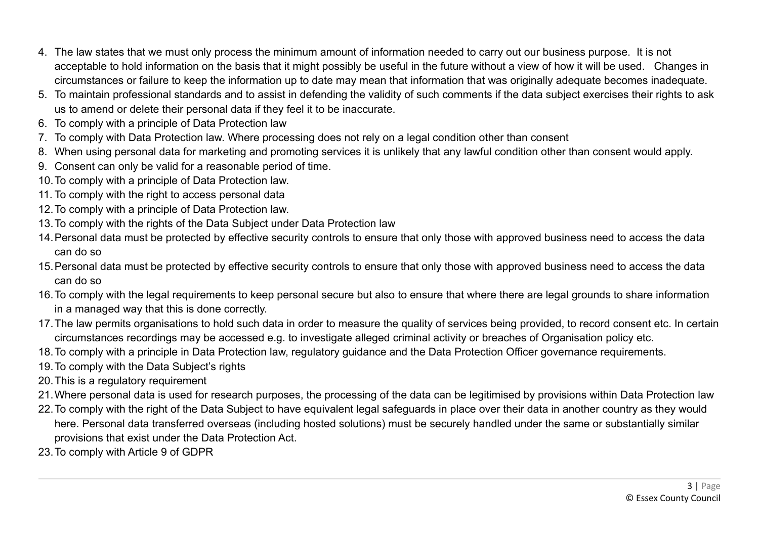4. The law states that we must only process the minimum amount of information needed to carry out our business purpose. It is not acceptable to hold information on the basis that it might possibly be useful in the future without a view of how it will be used. Changes in circumstances or failure to keep the information up to date may mean that information that was originally adequate becomes inadequate.
5. To maintain professional standards and to assist in defending the validity of such comments if the data subject exercises their rights to ask us to amend or delete their personal data if they feel it to be inaccurate.
6. To comply with a principle of Data Protection law
7. To comply with Data Protection law. Where processing does not rely on a legal condition other than consent
8. When using personal data for marketing and promoting services it is unlikely that any lawful condition other than consent would apply.
9. Consent can only be valid for a reasonable period of time.
10. To comply with a principle of Data Protection law.
11. To comply with the right to access personal data
12. To comply with a principle of Data Protection law.
13. To comply with the rights of the Data Subject under Data Protection law
14. Personal data must be protected by effective security controls to ensure that only those with approved business need to access the data can do so
15. Personal data must be protected by effective security controls to ensure that only those with approved business need to access the data can do so
16. To comply with the legal requirements to keep personal secure but also to ensure that where there are legal grounds to share information in a managed way that this is done correctly.
17. The law permits organisations to hold such data in order to measure the quality of services being provided, to record consent etc. In certain circumstances recordings may be accessed e.g. to investigate alleged criminal activity or breaches of Organisation policy etc.
18. To comply with a principle in Data Protection law, regulatory guidance and the Data Protection Officer governance requirements.
19. To comply with the Data Subject's rights
20. This is a regulatory requirement
21. Where personal data is used for research purposes, the processing of the data can be legitimised by provisions within Data Protection law
22. To comply with the right of the Data Subject to have equivalent legal safeguards in place over their data in another country as they would here. Personal data transferred overseas (including hosted solutions) must be securely handled under the same or substantially similar provisions that exist under the Data Protection Act.
23. To comply with Article 9 of GDPR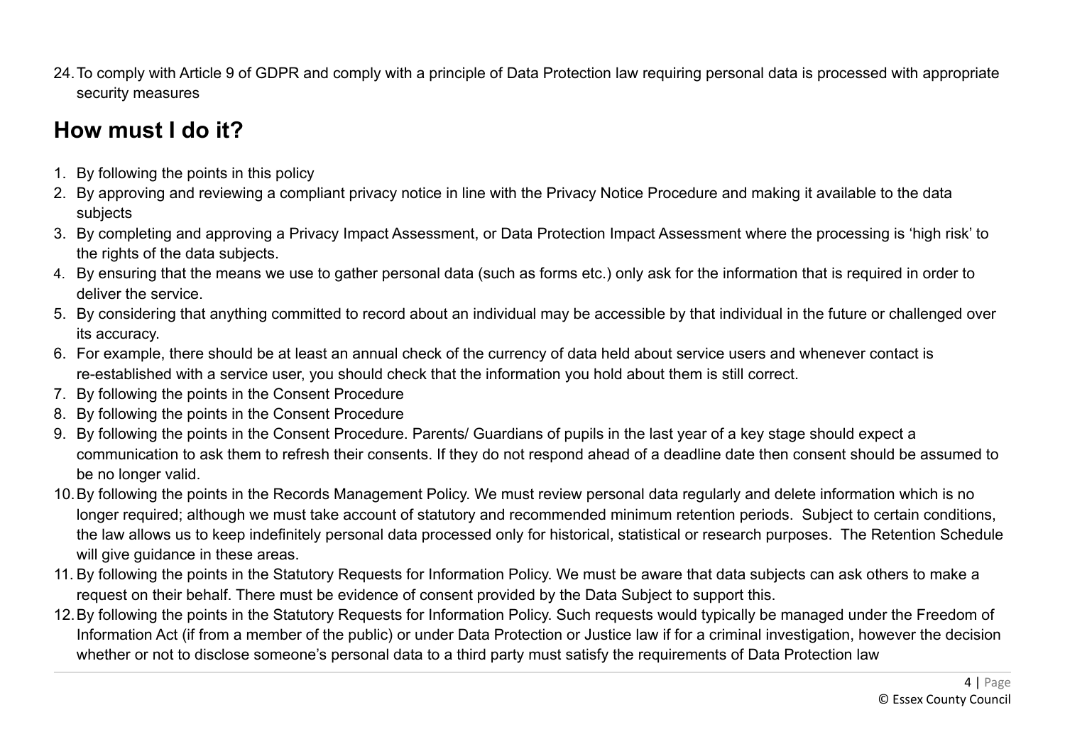24. To comply with Article 9 of GDPR and comply with a principle of Data Protection law requiring personal data is processed with appropriate security measures

## How must I do it?

1. By following the points in this policy
2. By approving and reviewing a compliant privacy notice in line with the Privacy Notice Procedure and making it available to the data subjects
3. By completing and approving a Privacy Impact Assessment, or Data Protection Impact Assessment where the processing is 'high risk' to the rights of the data subjects.
4. By ensuring that the means we use to gather personal data (such as forms etc.) only ask for the information that is required in order to deliver the service.
5. By considering that anything committed to record about an individual may be accessible by that individual in the future or challenged over its accuracy.
6. For example, there should be at least an annual check of the currency of data held about service users and whenever contact is re-established with a service user, you should check that the information you hold about them is still correct.
7. By following the points in the Consent Procedure
8. By following the points in the Consent Procedure
9. By following the points in the Consent Procedure. Parents/ Guardians of pupils in the last year of a key stage should expect a communication to ask them to refresh their consents. If they do not respond ahead of a deadline date then consent should be assumed to be no longer valid.
10. By following the points in the Records Management Policy. We must review personal data regularly and delete information which is no longer required; although we must take account of statutory and recommended minimum retention periods. Subject to certain conditions, the law allows us to keep indefinitely personal data processed only for historical, statistical or research purposes. The Retention Schedule will give guidance in these areas.
11. By following the points in the Statutory Requests for Information Policy. We must be aware that data subjects can ask others to make a request on their behalf. There must be evidence of consent provided by the Data Subject to support this.
12. By following the points in the Statutory Requests for Information Policy. Such requests would typically be managed under the Freedom of Information Act (if from a member of the public) or under Data Protection or Justice law if for a criminal investigation, however the decision whether or not to disclose someone's personal data to a third party must satisfy the requirements of Data Protection law

© Essex County Council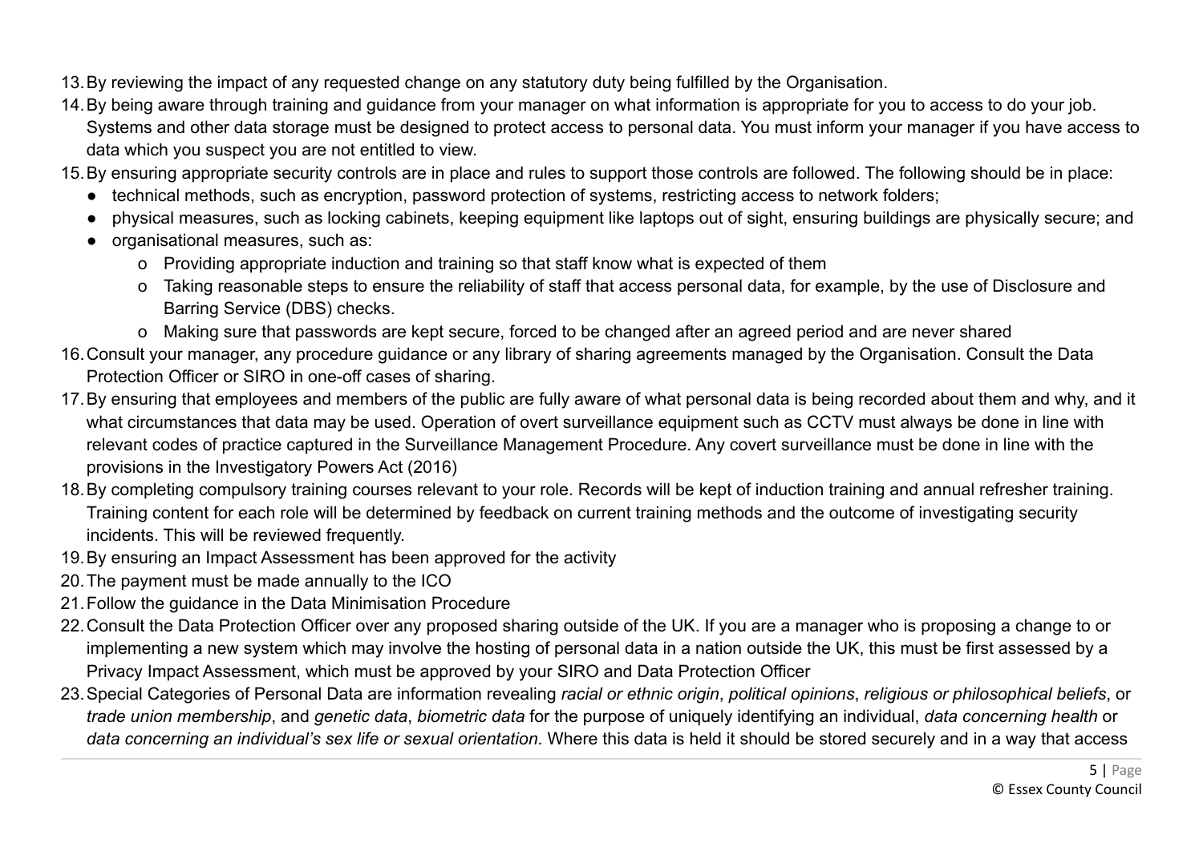13. By reviewing the impact of any requested change on any statutory duty being fulfilled by the Organisation.
14. By being aware through training and guidance from your manager on what information is appropriate for you to access to do your job. Systems and other data storage must be designed to protect access to personal data. You must inform your manager if you have access to data which you suspect you are not entitled to view.
15. By ensuring appropriate security controls are in place and rules to support those controls are followed. The following should be in place:
    - technical methods, such as encryption, password protection of systems, restricting access to network folders;
    - physical measures, such as locking cabinets, keeping equipment like laptops out of sight, ensuring buildings are physically secure; and
    - organisational measures, such as:
        - Providing appropriate induction and training so that staff know what is expected of them
        - Taking reasonable steps to ensure the reliability of staff that access personal data, for example, by the use of Disclosure and Barring Service (DBS) checks.
        - Making sure that passwords are kept secure, forced to be changed after an agreed period and are never shared
16. Consult your manager, any procedure guidance or any library of sharing agreements managed by the Organisation. Consult the Data Protection Officer or SIRO in one-off cases of sharing.
17. By ensuring that employees and members of the public are fully aware of what personal data is being recorded about them and why, and it what circumstances that data may be used. Operation of overt surveillance equipment such as CCTV must always be done in line with relevant codes of practice captured in the Surveillance Management Procedure. Any covert surveillance must be done in line with the provisions in the Investigatory Powers Act (2016)
18. By completing compulsory training courses relevant to your role. Records will be kept of induction training and annual refresher training. Training content for each role will be determined by feedback on current training methods and the outcome of investigating security incidents. This will be reviewed frequently.
19. By ensuring an Impact Assessment has been approved for the activity
20. The payment must be made annually to the ICO
21. Follow the guidance in the Data Minimisation Procedure
22. Consult the Data Protection Officer over any proposed sharing outside of the UK. If you are a manager who is proposing a change to or implementing a new system which may involve the hosting of personal data in a nation outside the UK, this must be first assessed by a Privacy Impact Assessment, which must be approved by your SIRO and Data Protection Officer
23. Special Categories of Personal Data are information revealing *racial or ethnic origin*, *political opinions*, *religious or philosophical beliefs*, or *trade union membership*, and *genetic data*, *biometric data* for the purpose of uniquely identifying an individual, *data concerning health* or *data concerning an individual's sex life or sexual orientation*. Where this data is held it should be stored securely and in a way that access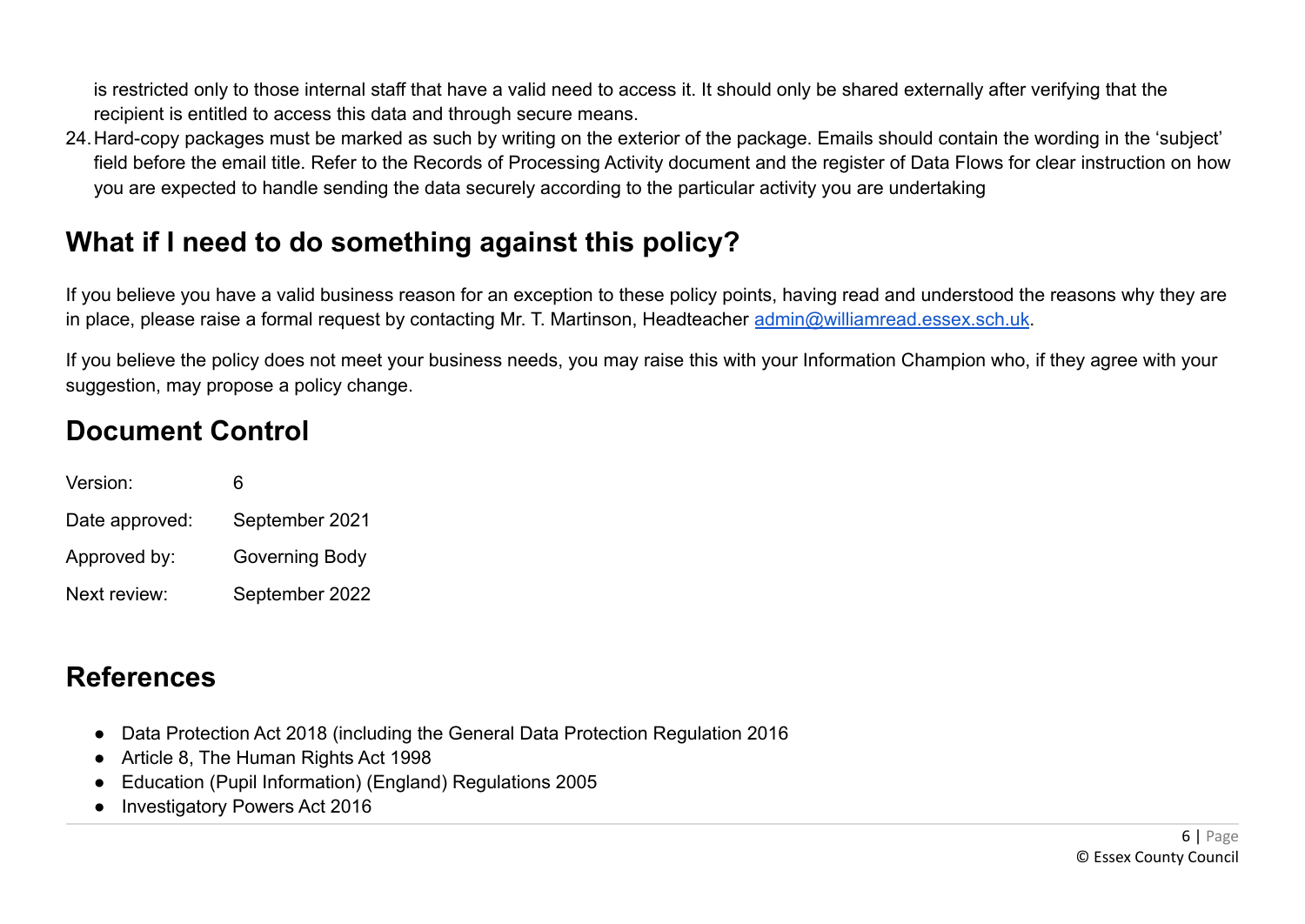is restricted only to those internal staff that have a valid need to access it. It should only be shared externally after verifying that the recipient is entitled to access this data and through secure means.

24. Hard-copy packages must be marked as such by writing on the exterior of the package. Emails should contain the wording in the 'subject' field before the email title. Refer to the Records of Processing Activity document and the register of Data Flows for clear instruction on how you are expected to handle sending the data securely according to the particular activity you are undertaking

## What if I need to do something against this policy?

If you believe you have a valid business reason for an exception to these policy points, having read and understood the reasons why they are in place, please raise a formal request by contacting Mr. T. Martinson, Headteacher [admin@williamread.essex.sch.uk](mailto:admin@williamread.essex.sch.uk).

If you believe the policy does not meet your business needs, you may raise this with your Information Champion who, if they agree with your suggestion, may propose a policy change.

## Document Control

| | |
|---|---|
| Version: | 6 |
| Date approved: | September 2021 |
| Approved by: | Governing Body |
| Next review: | September 2022 |

## References

- Data Protection Act 2018 (including the General Data Protection Regulation 2016
- Article 8, The Human Rights Act 1998
- Education (Pupil Information) (England) Regulations 2005
- Investigatory Powers Act 2016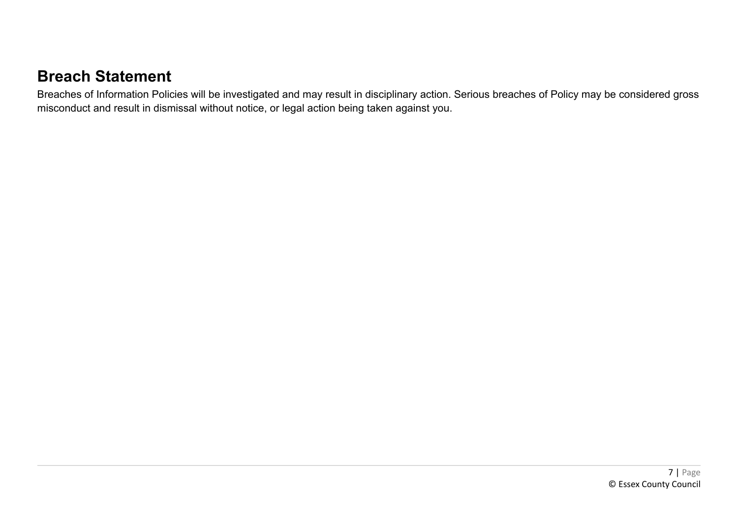## Breach Statement

Breaches of Information Policies will be investigated and may result in disciplinary action. Serious breaches of Policy may be considered gross misconduct and result in dismissal without notice, or legal action being taken against you.